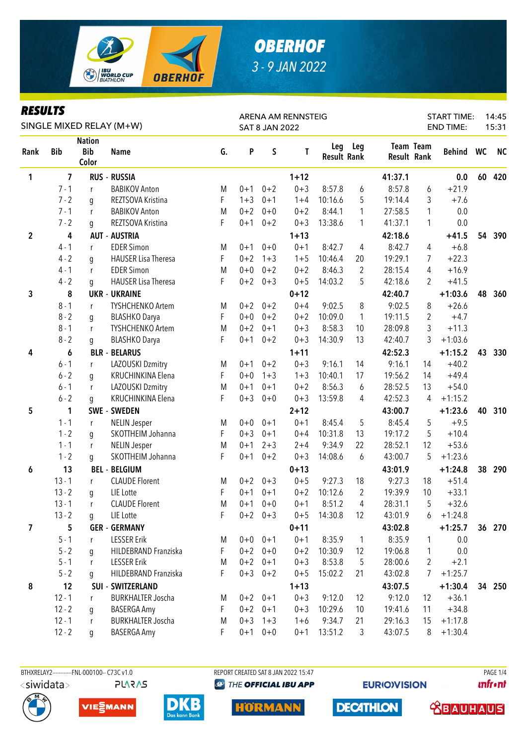# OBERHOF

3 - 9 JAN 2022

## RESULTS

SINGLE MIXED RELAY (M+W)

ARENA AM RENNSTEIG
SAT 8 JAN 2022

START TIME: 14:45
END TIME: 15:31

| Rank | Bib | Nation Bib Color | Name | G. | P | S | T | Leg Result | Leg Rank | Team Result | Team Rank | Behind | WC | NC |
|---|---|---|---|---|---|---|---|---|---|---|---|---|---|---|
| 1 | 7 | | RUS - RUSSIA | | | | 1+12 | | | 41:37.1 | | 0.0 | 60 | 420 |
| | 7 - 1 | r | BABIKOV Anton | M | 0+1 | 0+2 | 0+3 | 8:57.8 | 6 | 8:57.8 | 6 | +21.9 | | |
| | 7 - 2 | g | REZTSOVA Kristina | F | 1+3 | 0+1 | 1+4 | 10:16.6 | 5 | 19:14.4 | 3 | +7.6 | | |
| | 7 - 1 | r | BABIKOV Anton | M | 0+2 | 0+0 | 0+2 | 8:44.1 | 1 | 27:58.5 | 1 | 0.0 | | |
| | 7 - 2 | g | REZTSOVA Kristina | F | 0+1 | 0+2 | 0+3 | 13:38.6 | 1 | 41:37.1 | 1 | 0.0 | | |
| 2 | 4 | | AUT - AUSTRIA | | | | 1+13 | | | 42:18.6 | | +41.5 | 54 | 390 |
| | 4 - 1 | r | EDER Simon | M | 0+1 | 0+0 | 0+1 | 8:42.7 | 4 | 8:42.7 | 4 | +6.8 | | |
| | 4 - 2 | g | HAUSER Lisa Theresa | F | 0+2 | 1+3 | 1+5 | 10:46.4 | 20 | 19:29.1 | 7 | +22.3 | | |
| | 4 - 1 | r | EDER Simon | M | 0+0 | 0+2 | 0+2 | 8:46.3 | 2 | 28:15.4 | 4 | +16.9 | | |
| | 4 - 2 | g | HAUSER Lisa Theresa | F | 0+2 | 0+3 | 0+5 | 14:03.2 | 5 | 42:18.6 | 2 | +41.5 | | |
| 3 | 8 | | UKR - UKRAINE | | | | 0+12 | | | 42:40.7 | | +1:03.6 | 48 | 360 |
| | 8 - 1 | r | TYSHCHENKO Artem | M | 0+2 | 0+2 | 0+4 | 9:02.5 | 8 | 9:02.5 | 8 | +26.6 | | |
| | 8 - 2 | g | BLASHKO Darya | F | 0+0 | 0+2 | 0+2 | 10:09.0 | 1 | 19:11.5 | 2 | +4.7 | | |
| | 8 - 1 | r | TYSHCHENKO Artem | M | 0+2 | 0+1 | 0+3 | 8:58.3 | 10 | 28:09.8 | 3 | +11.3 | | |
| | 8 - 2 | g | BLASHKO Darya | F | 0+1 | 0+2 | 0+3 | 14:30.9 | 13 | 42:40.7 | 3 | +1:03.6 | | |
| 4 | 6 | | BLR - BELARUS | | | | 1+11 | | | 42:52.3 | | +1:15.2 | 43 | 330 |
| | 6 - 1 | r | LAZOUSKI Dzmitry | M | 0+1 | 0+2 | 0+3 | 9:16.1 | 14 | 9:16.1 | 14 | +40.2 | | |
| | 6 - 2 | g | KRUCHINKINA Elena | F | 0+0 | 1+3 | 1+3 | 10:40.1 | 17 | 19:56.2 | 14 | +49.4 | | |
| | 6 - 1 | r | LAZOUSKI Dzmitry | M | 0+1 | 0+1 | 0+2 | 8:56.3 | 6 | 28:52.5 | 13 | +54.0 | | |
| | 6 - 2 | g | KRUCHINKINA Elena | F | 0+3 | 0+0 | 0+3 | 13:59.8 | 4 | 42:52.3 | 4 | +1:15.2 | | |
| 5 | 1 | | SWE - SWEDEN | | | | 2+12 | | | 43:00.7 | | +1:23.6 | 40 | 310 |
| | 1 - 1 | r | NELIN Jesper | M | 0+0 | 0+1 | 0+1 | 8:45.4 | 5 | 8:45.4 | 5 | +9.5 | | |
| | 1 - 2 | g | SKOTTHEIM Johanna | F | 0+3 | 0+1 | 0+4 | 10:31.8 | 13 | 19:17.2 | 5 | +10.4 | | |
| | 1 - 1 | r | NELIN Jesper | M | 0+1 | 2+3 | 2+4 | 9:34.9 | 22 | 28:52.1 | 12 | +53.6 | | |
| | 1 - 2 | g | SKOTTHEIM Johanna | F | 0+1 | 0+2 | 0+3 | 14:08.6 | 6 | 43:00.7 | 5 | +1:23.6 | | |
| 6 | 13 | | BEL - BELGIUM | | | | 0+13 | | | 43:01.9 | | +1:24.8 | 38 | 290 |
| | 13 - 1 | r | CLAUDE Florent | M | 0+2 | 0+3 | 0+5 | 9:27.3 | 18 | 9:27.3 | 18 | +51.4 | | |
| | 13 - 2 | g | LIE Lotte | F | 0+1 | 0+1 | 0+2 | 10:12.6 | 2 | 19:39.9 | 10 | +33.1 | | |
| | 13 - 1 | r | CLAUDE Florent | M | 0+1 | 0+0 | 0+1 | 8:51.2 | 4 | 28:31.1 | 5 | +32.6 | | |
| | 13 - 2 | g | LIE Lotte | F | 0+2 | 0+3 | 0+5 | 14:30.8 | 12 | 43:01.9 | 6 | +1:24.8 | | |
| 7 | 5 | | GER - GERMANY | | | | 0+11 | | | 43:02.8 | | +1:25.7 | 36 | 270 |
| | 5 - 1 | r | LESSER Erik | M | 0+0 | 0+1 | 0+1 | 8:35.9 | 1 | 8:35.9 | 1 | 0.0 | | |
| | 5 - 2 | g | HILDEBRAND Franziska | F | 0+2 | 0+0 | 0+2 | 10:30.9 | 12 | 19:06.8 | 1 | 0.0 | | |
| | 5 - 1 | r | LESSER Erik | M | 0+2 | 0+1 | 0+3 | 8:53.8 | 5 | 28:00.6 | 2 | +2.1 | | |
| | 5 - 2 | g | HILDEBRAND Franziska | F | 0+3 | 0+2 | 0+5 | 15:02.2 | 21 | 43:02.8 | 7 | +1:25.7 | | |
| 8 | 12 | | SUI - SWITZERLAND | | | | 1+13 | | | 43:07.5 | | +1:30.4 | 34 | 250 |
| | 12 - 1 | r | BURKHALTER Joscha | M | 0+2 | 0+1 | 0+3 | 9:12.0 | 12 | 9:12.0 | 12 | +36.1 | | |
| | 12 - 2 | g | BASERGA Amy | F | 0+2 | 0+1 | 0+3 | 10:29.6 | 10 | 19:41.6 | 11 | +34.8 | | |
| | 12 - 1 | r | BURKHALTER Joscha | M | 0+3 | 1+3 | 1+6 | 9:34.7 | 21 | 29:16.3 | 15 | +1:17.8 | | |
| | 12 - 2 | g | BASERGA Amy | F | 0+1 | 0+0 | 0+1 | 13:51.2 | 3 | 43:07.5 | 8 | +1:30.4 | | |

BTHXRELAY2-----------FNL-000100-- C73C v1.0    REPORT CREATED SAT 8 JAN 2022 15:47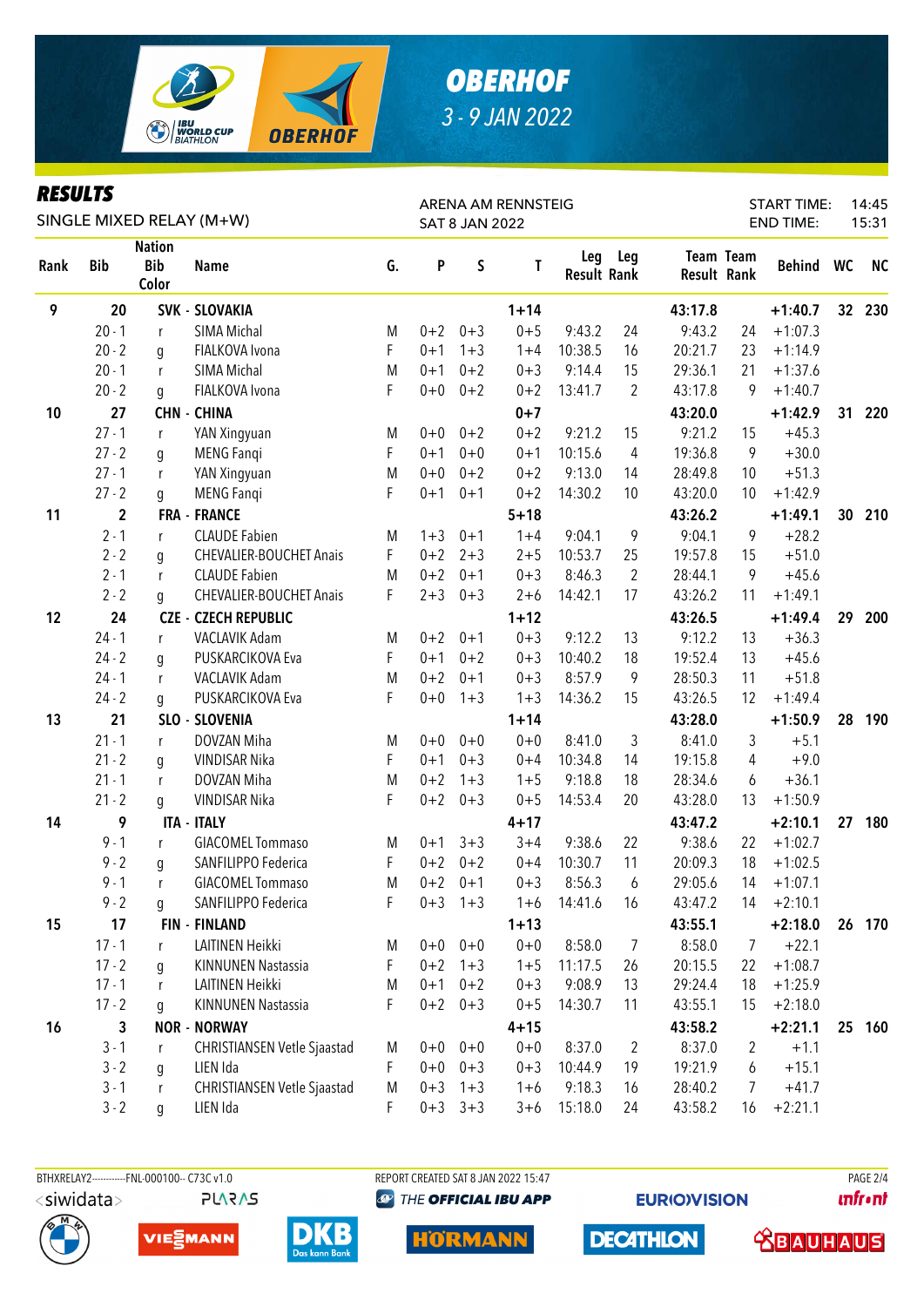# OBERHOF

3 - 9 JAN 2022

## RESULTS

SINGLE MIXED RELAY (M+W)

ARENA AM RENNSTEIG
SAT 8 JAN 2022

START TIME: 14:45
END TIME: 15:31

| Rank | Bib | Nation Bib Color | Name | G. | P | S | T | Leg Result | Leg Rank | Team Result | Team Rank | Behind | WC | NC |
|---|---|---|---|---|---|---|---|---|---|---|---|---|---|---|
| 9 | 20 | | SVK - SLOVAKIA | | | | 1+14 | | | 43:17.8 | | +1:40.7 | 32 | 230 |
| | 20 - 1 | r | SIMA Michal | M | 0+2 | 0+3 | 0+5 | 9:43.2 | 24 | 9:43.2 | 24 | +1:07.3 | | |
| | 20 - 2 | g | FIALKOVA Ivona | F | 0+1 | 1+3 | 1+4 | 10:38.5 | 16 | 20:21.7 | 23 | +1:14.9 | | |
| | 20 - 1 | r | SIMA Michal | M | 0+1 | 0+2 | 0+3 | 9:14.4 | 15 | 29:36.1 | 21 | +1:37.6 | | |
| | 20 - 2 | g | FIALKOVA Ivona | F | 0+0 | 0+2 | 0+2 | 13:41.7 | 2 | 43:17.8 | 9 | +1:40.7 | | |
| 10 | 27 | | CHN - CHINA | | | | 0+7 | | | 43:20.0 | | +1:42.9 | 31 | 220 |
| | 27 - 1 | r | YAN Xingyuan | M | 0+0 | 0+2 | 0+2 | 9:21.2 | 15 | 9:21.2 | 15 | +45.3 | | |
| | 27 - 2 | g | MENG Fanqi | F | 0+1 | 0+0 | 0+1 | 10:15.6 | 4 | 19:36.8 | 9 | +30.0 | | |
| | 27 - 1 | r | YAN Xingyuan | M | 0+0 | 0+2 | 0+2 | 9:13.0 | 14 | 28:49.8 | 10 | +51.3 | | |
| | 27 - 2 | g | MENG Fanqi | F | 0+1 | 0+1 | 0+2 | 14:30.2 | 10 | 43:20.0 | 10 | +1:42.9 | | |
| 11 | 2 | | FRA - FRANCE | | | | 5+18 | | | 43:26.2 | | +1:49.1 | 30 | 210 |
| | 2 - 1 | r | CLAUDE Fabien | M | 1+3 | 0+1 | 1+4 | 9:04.1 | 9 | 9:04.1 | 9 | +28.2 | | |
| | 2 - 2 | g | CHEVALIER-BOUCHET Anais | F | 0+2 | 2+3 | 2+5 | 10:53.7 | 25 | 19:57.8 | 15 | +51.0 | | |
| | 2 - 1 | r | CLAUDE Fabien | M | 0+2 | 0+1 | 0+3 | 8:46.3 | 2 | 28:44.1 | 9 | +45.6 | | |
| | 2 - 2 | g | CHEVALIER-BOUCHET Anais | F | 2+3 | 0+3 | 2+6 | 14:42.1 | 17 | 43:26.2 | 11 | +1:49.1 | | |
| 12 | 24 | | CZE - CZECH REPUBLIC | | | | 1+12 | | | 43:26.5 | | +1:49.4 | 29 | 200 |
| | 24 - 1 | r | VACLAVIK Adam | M | 0+2 | 0+1 | 0+3 | 9:12.2 | 13 | 9:12.2 | 13 | +36.3 | | |
| | 24 - 2 | g | PUSKARCIKOVA Eva | F | 0+1 | 0+2 | 0+3 | 10:40.2 | 18 | 19:52.4 | 13 | +45.6 | | |
| | 24 - 1 | r | VACLAVIK Adam | M | 0+2 | 0+1 | 0+3 | 8:57.9 | 9 | 28:50.3 | 11 | +51.8 | | |
| | 24 - 2 | g | PUSKARCIKOVA Eva | F | 0+0 | 1+3 | 1+3 | 14:36.2 | 15 | 43:26.5 | 12 | +1:49.4 | | |
| 13 | 21 | | SLO - SLOVENIA | | | | 1+14 | | | 43:28.0 | | +1:50.9 | 28 | 190 |
| | 21 - 1 | r | DOVZAN Miha | M | 0+0 | 0+0 | 0+0 | 8:41.0 | 3 | 8:41.0 | 3 | +5.1 | | |
| | 21 - 2 | g | VINDISAR Nika | F | 0+1 | 0+3 | 0+4 | 10:34.8 | 14 | 19:15.8 | 4 | +9.0 | | |
| | 21 - 1 | r | DOVZAN Miha | M | 0+2 | 1+3 | 1+5 | 9:18.8 | 18 | 28:34.6 | 6 | +36.1 | | |
| | 21 - 2 | g | VINDISAR Nika | F | 0+2 | 0+3 | 0+5 | 14:53.4 | 20 | 43:28.0 | 13 | +1:50.9 | | |
| 14 | 9 | | ITA - ITALY | | | | 4+17 | | | 43:47.2 | | +2:10.1 | 27 | 180 |
| | 9 - 1 | r | GIACOMEL Tommaso | M | 0+1 | 3+3 | 3+4 | 9:38.6 | 22 | 9:38.6 | 22 | +1:02.7 | | |
| | 9 - 2 | g | SANFILIPPO Federica | F | 0+2 | 0+2 | 0+4 | 10:30.7 | 11 | 20:09.3 | 18 | +1:02.5 | | |
| | 9 - 1 | r | GIACOMEL Tommaso | M | 0+2 | 0+1 | 0+3 | 8:56.3 | 6 | 29:05.6 | 14 | +1:07.1 | | |
| | 9 - 2 | g | SANFILIPPO Federica | F | 0+3 | 1+3 | 1+6 | 14:41.6 | 16 | 43:47.2 | 14 | +2:10.1 | | |
| 15 | 17 | | FIN - FINLAND | | | | 1+13 | | | 43:55.1 | | +2:18.0 | 26 | 170 |
| | 17 - 1 | r | LAITINEN Heikki | M | 0+0 | 0+0 | 0+0 | 8:58.0 | 7 | 8:58.0 | 7 | +22.1 | | |
| | 17 - 2 | g | KINNUNEN Nastassia | F | 0+2 | 1+3 | 1+5 | 11:17.5 | 26 | 20:15.5 | 22 | +1:08.7 | | |
| | 17 - 1 | r | LAITINEN Heikki | M | 0+1 | 0+2 | 0+3 | 9:08.9 | 13 | 29:24.4 | 18 | +1:25.9 | | |
| | 17 - 2 | g | KINNUNEN Nastassia | F | 0+2 | 0+3 | 0+5 | 14:30.7 | 11 | 43:55.1 | 15 | +2:18.0 | | |
| 16 | 3 | | NOR - NORWAY | | | | 4+15 | | | 43:58.2 | | +2:21.1 | 25 | 160 |
| | 3 - 1 | r | CHRISTIANSEN Vetle Sjaastad | M | 0+0 | 0+0 | 0+0 | 8:37.0 | 2 | 8:37.0 | 2 | +1.1 | | |
| | 3 - 2 | g | LIEN Ida | F | 0+0 | 0+3 | 0+3 | 10:44.9 | 19 | 19:21.9 | 6 | +15.1 | | |
| | 3 - 1 | r | CHRISTIANSEN Vetle Sjaastad | M | 0+3 | 1+3 | 1+6 | 9:18.3 | 16 | 28:40.2 | 7 | +41.7 | | |
| | 3 - 2 | g | LIEN Ida | F | 0+3 | 3+3 | 3+6 | 15:18.0 | 24 | 43:58.2 | 16 | +2:21.1 | | |

BTHXRELAY2-----------FNL-000100-- C73C v1.0 REPORT CREATED SAT 8 JAN 2022 15:47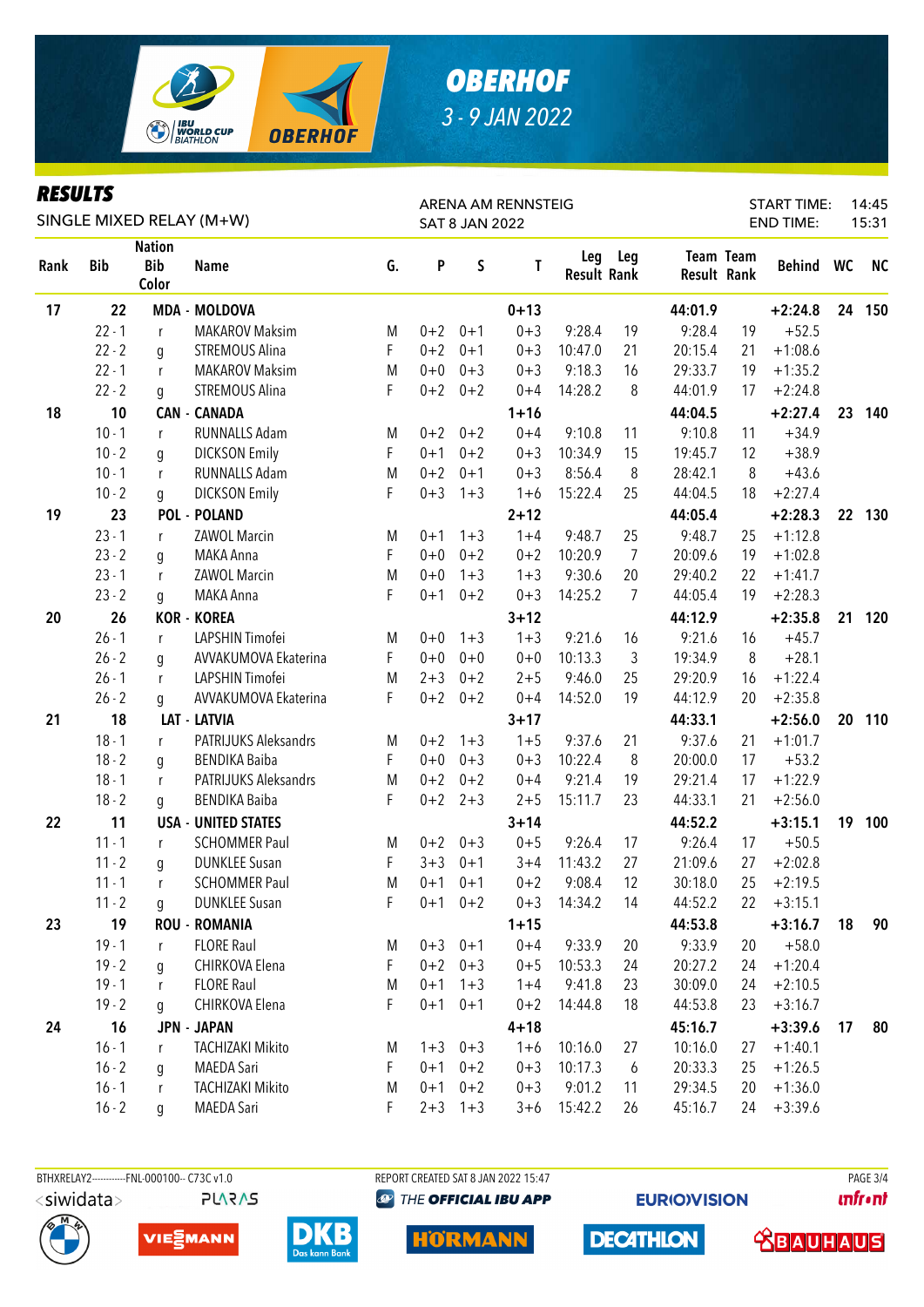# OBERHOF

3 - 9 JAN 2022

## RESULTS

SINGLE MIXED RELAY (M+W)

ARENA AM RENNSTEIG
SAT 8 JAN 2022

START TIME: 14:45
END TIME: 15:31

| Rank | Bib | Nation Bib Color | Name | G. | P | S | T | Leg Result | Leg Rank | Team Result | Team Rank | Behind | WC | NC |
|---|---|---|---|---|---|---|---|---|---|---|---|---|---|---|
| 17 | 22 | MDA - MOLDOVA | | | | | 0+13 | | | 44:01.9 | | +2:24.8 | 24 | 150 |
| | 22 - 1 | r | MAKAROV Maksim | M | 0+2 | 0+1 | 0+3 | 9:28.4 | 19 | 9:28.4 | 19 | +52.5 | | |
| | 22 - 2 | g | STREMOUS Alina | F | 0+2 | 0+1 | 0+3 | 10:47.0 | 21 | 20:15.4 | 21 | +1:08.6 | | |
| | 22 - 1 | r | MAKAROV Maksim | M | 0+0 | 0+3 | 0+3 | 9:18.3 | 16 | 29:33.7 | 19 | +1:35.2 | | |
| | 22 - 2 | g | STREMOUS Alina | F | 0+2 | 0+2 | 0+4 | 14:28.2 | 8 | 44:01.9 | 17 | +2:24.8 | | |
| 18 | 10 | CAN - CANADA | | | | | 1+16 | | | 44:04.5 | | +2:27.4 | 23 | 140 |
| | 10 - 1 | r | RUNNALLS Adam | M | 0+2 | 0+2 | 0+4 | 9:10.8 | 11 | 9:10.8 | 11 | +34.9 | | |
| | 10 - 2 | g | DICKSON Emily | F | 0+1 | 0+2 | 0+3 | 10:34.9 | 15 | 19:45.7 | 12 | +38.9 | | |
| | 10 - 1 | r | RUNNALLS Adam | M | 0+2 | 0+1 | 0+3 | 8:56.4 | 8 | 28:42.1 | 8 | +43.6 | | |
| | 10 - 2 | g | DICKSON Emily | F | 0+3 | 1+3 | 1+6 | 15:22.4 | 25 | 44:04.5 | 18 | +2:27.4 | | |
| 19 | 23 | POL - POLAND | | | | | 2+12 | | | 44:05.4 | | +2:28.3 | 22 | 130 |
| | 23 - 1 | r | ZAWOL Marcin | M | 0+1 | 1+3 | 1+4 | 9:48.7 | 25 | 9:48.7 | 25 | +1:12.8 | | |
| | 23 - 2 | g | MAKA Anna | F | 0+0 | 0+2 | 0+2 | 10:20.9 | 7 | 20:09.6 | 19 | +1:02.8 | | |
| | 23 - 1 | r | ZAWOL Marcin | M | 0+0 | 1+3 | 1+3 | 9:30.6 | 20 | 29:40.2 | 22 | +1:41.7 | | |
| | 23 - 2 | g | MAKA Anna | F | 0+1 | 0+2 | 0+3 | 14:25.2 | 7 | 44:05.4 | 19 | +2:28.3 | | |
| 20 | 26 | KOR - KOREA | | | | | 3+12 | | | 44:12.9 | | +2:35.8 | 21 | 120 |
| | 26 - 1 | r | LAPSHIN Timofei | M | 0+0 | 1+3 | 1+3 | 9:21.6 | 16 | 9:21.6 | 16 | +45.7 | | |
| | 26 - 2 | g | AVVAKUMOVA Ekaterina | F | 0+0 | 0+0 | 0+0 | 10:13.3 | 3 | 19:34.9 | 8 | +28.1 | | |
| | 26 - 1 | r | LAPSHIN Timofei | M | 2+3 | 0+2 | 2+5 | 9:46.0 | 25 | 29:20.9 | 16 | +1:22.4 | | |
| | 26 - 2 | g | AVVAKUMOVA Ekaterina | F | 0+2 | 0+2 | 0+4 | 14:52.0 | 19 | 44:12.9 | 20 | +2:35.8 | | |
| 21 | 18 | LAT - LATVIA | | | | | 3+17 | | | 44:33.1 | | +2:56.0 | 20 | 110 |
| | 18 - 1 | r | PATRIJUKS Aleksandrs | M | 0+2 | 1+3 | 1+5 | 9:37.6 | 21 | 9:37.6 | 21 | +1:01.7 | | |
| | 18 - 2 | g | BENDIKA Baiba | F | 0+0 | 0+3 | 0+3 | 10:22.4 | 8 | 20:00.0 | 17 | +53.2 | | |
| | 18 - 1 | r | PATRIJUKS Aleksandrs | M | 0+2 | 0+2 | 0+4 | 9:21.4 | 19 | 29:21.4 | 17 | +1:22.9 | | |
| | 18 - 2 | g | BENDIKA Baiba | F | 0+2 | 2+3 | 2+5 | 15:11.7 | 23 | 44:33.1 | 21 | +2:56.0 | | |
| 22 | 11 | USA - UNITED STATES | | | | | 3+14 | | | 44:52.2 | | +3:15.1 | 19 | 100 |
| | 11 - 1 | r | SCHOMMER Paul | M | 0+2 | 0+3 | 0+5 | 9:26.4 | 17 | 9:26.4 | 17 | +50.5 | | |
| | 11 - 2 | g | DUNKLEE Susan | F | 3+3 | 0+1 | 3+4 | 11:43.2 | 27 | 21:09.6 | 27 | +2:02.8 | | |
| | 11 - 1 | r | SCHOMMER Paul | M | 0+1 | 0+1 | 0+2 | 9:08.4 | 12 | 30:18.0 | 25 | +2:19.5 | | |
| | 11 - 2 | g | DUNKLEE Susan | F | 0+1 | 0+2 | 0+3 | 14:34.2 | 14 | 44:52.2 | 22 | +3:15.1 | | |
| 23 | 19 | ROU - ROMANIA | | | | | 1+15 | | | 44:53.8 | | +3:16.7 | 18 | 90 |
| | 19 - 1 | r | FLORE Raul | M | 0+3 | 0+1 | 0+4 | 9:33.9 | 20 | 9:33.9 | 20 | +58.0 | | |
| | 19 - 2 | g | CHIRKOVA Elena | F | 0+2 | 0+3 | 0+5 | 10:53.3 | 24 | 20:27.2 | 24 | +1:20.4 | | |
| | 19 - 1 | r | FLORE Raul | M | 0+1 | 1+3 | 1+4 | 9:41.8 | 23 | 30:09.0 | 24 | +2:10.5 | | |
| | 19 - 2 | g | CHIRKOVA Elena | F | 0+1 | 0+1 | 0+2 | 14:44.8 | 18 | 44:53.8 | 23 | +3:16.7 | | |
| 24 | 16 | JPN - JAPAN | | | | | 4+18 | | | 45:16.7 | | +3:39.6 | 17 | 80 |
| | 16 - 1 | r | TACHIZAKI Mikito | M | 1+3 | 0+3 | 1+6 | 10:16.0 | 27 | 10:16.0 | 27 | +1:40.1 | | |
| | 16 - 2 | g | MAEDA Sari | F | 0+1 | 0+2 | 0+3 | 10:17.3 | 6 | 20:33.3 | 25 | +1:26.5 | | |
| | 16 - 1 | r | TACHIZAKI Mikito | M | 0+1 | 0+2 | 0+3 | 9:01.2 | 11 | 29:34.5 | 20 | +1:36.0 | | |
| | 16 - 2 | g | MAEDA Sari | F | 2+3 | 1+3 | 3+6 | 15:42.2 | 26 | 45:16.7 | 24 | +3:39.6 | | |

BTHXRELAY2------------FNL-000100-- C73C v1.0 REPORT CREATED SAT 8 JAN 2022 15:47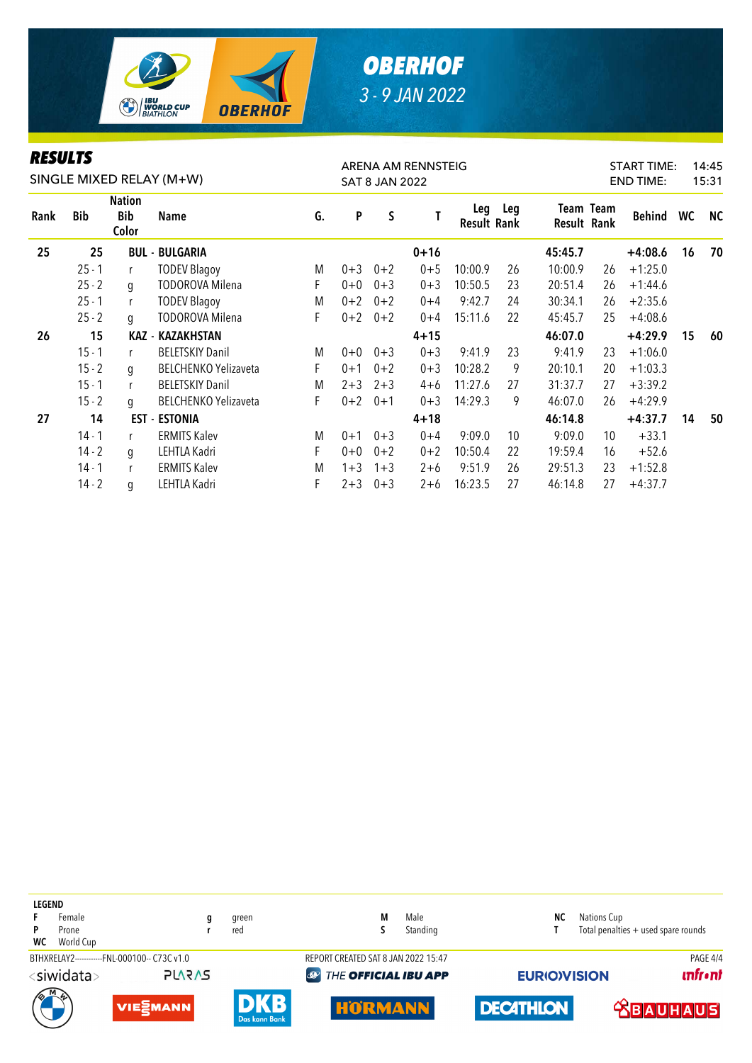# OBERHOF

3 - 9 JAN 2022

## RESULTS

SINGLE MIXED RELAY (M+W)

ARENA AM RENNSTEIG
SAT 8 JAN 2022

START TIME: 14:45
END TIME: 15:31

| Rank | Bib | Nation Bib Color | Name | G. | P | S | T | Leg Result | Leg Rank | Team Result | Team Rank | Behind | WC | NC |
|---|---|---|---|---|---|---|---|---|---|---|---|---|---|---|
| 25 | 25 | | BUL - BULGARIA | | | | 0+16 | | | 45:45.7 | | +4:08.6 | 16 | 70 |
| | 25 - 1 | r | TODEV Blagoy | M | 0+3 | 0+2 | 0+5 | 10:00.9 | 26 | 10:00.9 | 26 | +1:25.0 | | |
| | 25 - 2 | g | TODOROVA Milena | F | 0+0 | 0+3 | 0+3 | 10:50.5 | 23 | 20:51.4 | 26 | +1:44.6 | | |
| | 25 - 1 | r | TODEV Blagoy | M | 0+2 | 0+2 | 0+4 | 9:42.7 | 24 | 30:34.1 | 26 | +2:35.6 | | |
| | 25 - 2 | g | TODOROVA Milena | F | 0+2 | 0+2 | 0+4 | 15:11.6 | 22 | 45:45.7 | 25 | +4:08.6 | | |
| 26 | 15 | | KAZ - KAZAKHSTAN | | | | 4+15 | | | 46:07.0 | | +4:29.9 | 15 | 60 |
| | 15 - 1 | r | BELETSKIY Danil | M | 0+0 | 0+3 | 0+3 | 9:41.9 | 23 | 9:41.9 | 23 | +1:06.0 | | |
| | 15 - 2 | g | BELCHENKO Yelizaveta | F | 0+1 | 0+2 | 0+3 | 10:28.2 | 9 | 20:10.1 | 20 | +1:03.3 | | |
| | 15 - 1 | r | BELETSKIY Danil | M | 2+3 | 2+3 | 4+6 | 11:27.6 | 27 | 31:37.7 | 27 | +3:39.2 | | |
| | 15 - 2 | g | BELCHENKO Yelizaveta | F | 0+2 | 0+1 | 0+3 | 14:29.3 | 9 | 46:07.0 | 26 | +4:29.9 | | |
| 27 | 14 | | EST - ESTONIA | | | | 4+18 | | | 46:14.8 | | +4:37.7 | 14 | 50 |
| | 14 - 1 | r | ERMITS Kalev | M | 0+1 | 0+3 | 0+4 | 9:09.0 | 10 | 9:09.0 | 10 | +33.1 | | |
| | 14 - 2 | g | LEHTLA Kadri | F | 0+0 | 0+2 | 0+2 | 10:50.4 | 22 | 19:59.4 | 16 | +52.6 | | |
| | 14 - 1 | r | ERMITS Kalev | M | 1+3 | 1+3 | 2+6 | 9:51.9 | 26 | 29:51.3 | 23 | +1:52.8 | | |
| | 14 - 2 | g | LEHTLA Kadri | F | 2+3 | 0+3 | 2+6 | 16:23.5 | 27 | 46:14.8 | 27 | +4:37.7 | | |

**LEGEND**

| | | | | | | | |
|---|---|---|---|---|---|---|---|
| F | Female | g | green | M | Male | NC | Nations Cup |
| P | Prone | r | red | S | Standing | T | Total penalties + used spare rounds |
| WC | World Cup | | | | | | |

BTHXRELAY2------------FNL-000100-- C73C v1.0
REPORT CREATED SAT 8 JAN 2022 15:47